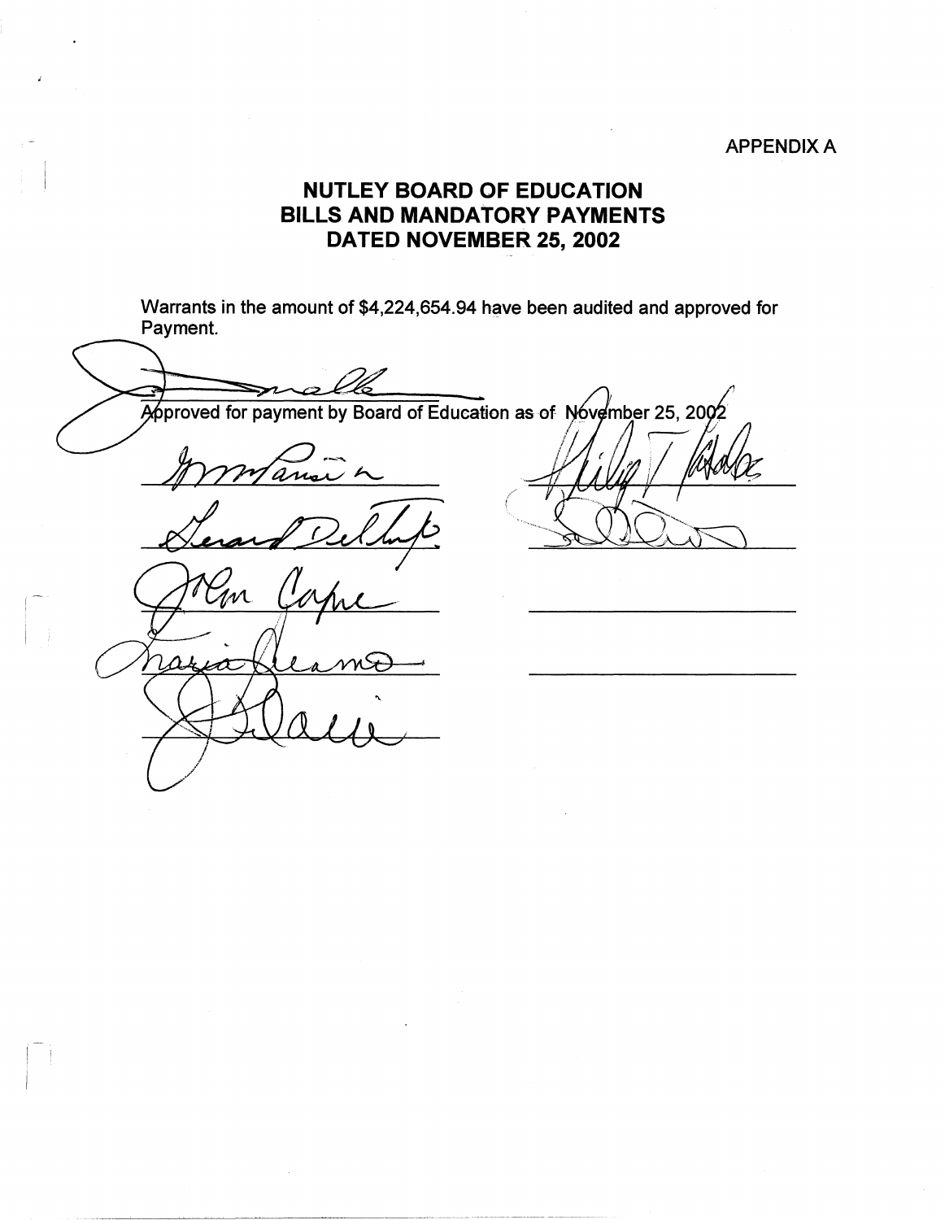APPENDIX A

# NUTLEY BOARD OF EDUCATION
# BILLS AND MANDATORY PAYMENTS
# DATED NOVEMBER 25, 2002

Warrants in the amount of $4,224,654.94 have been audited and approved for Payment.

Approved for payment by Board of Education as of November 25, 2002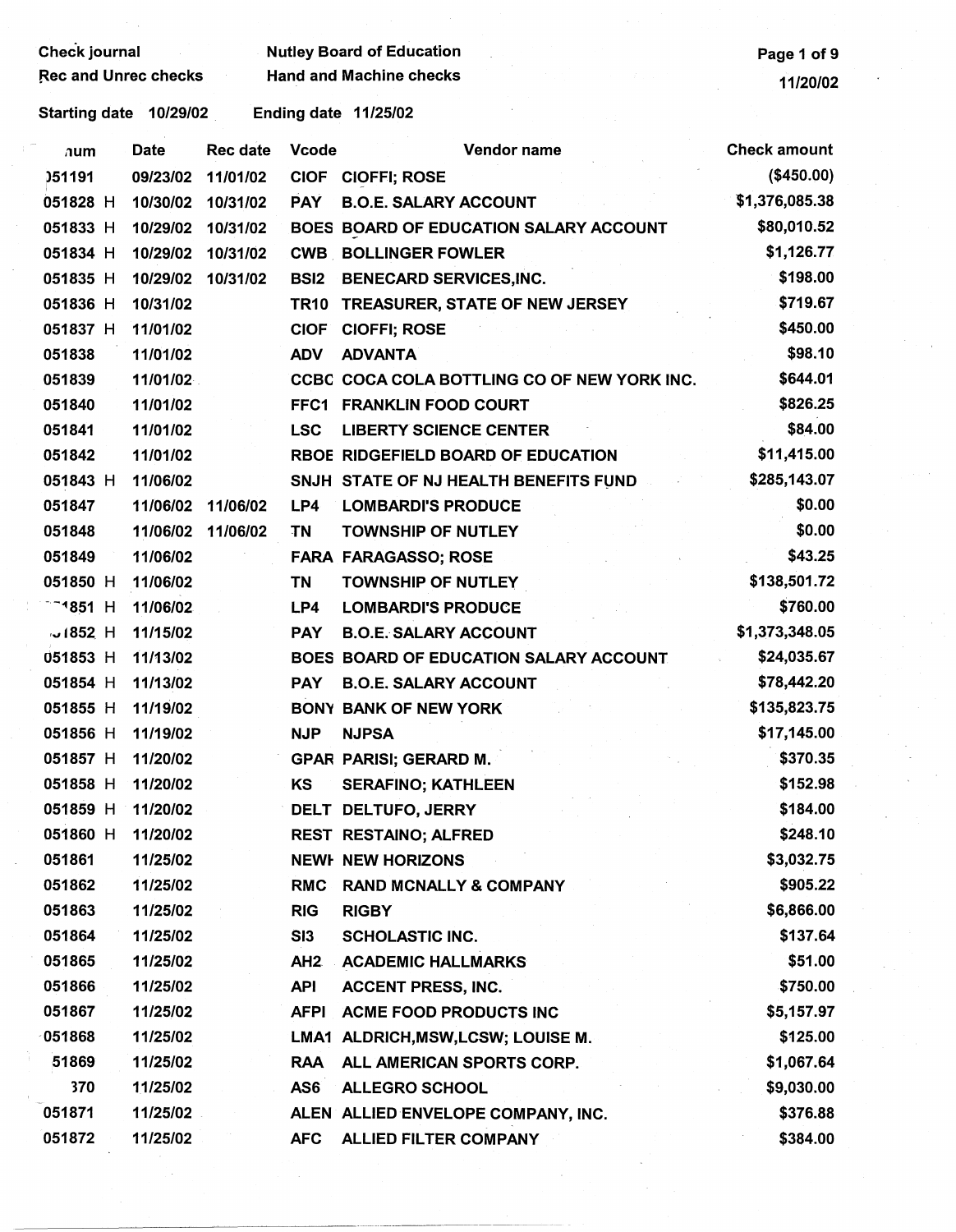Check journal — Nutley Board of Education
Rec and Unrec checks — Hand and Machine checks

11/20/02

Starting date 10/29/02 Ending date 11/25/02

| num | Date | Rec date | Vcode | Vendor name | Check amount |
|---|---|---|---|---|---|
| )51191 | 09/23/02 | 11/01/02 | CIOF | CIOFFI; ROSE | ($450.00) |
| 051828 H | 10/30/02 | 10/31/02 | PAY | B.O.E. SALARY ACCOUNT | $1,376,085.38 |
| 051833 H | 10/29/02 | 10/31/02 | BOES | BOARD OF EDUCATION SALARY ACCOUNT | $80,010.52 |
| 051834 H | 10/29/02 | 10/31/02 | CWB | BOLLINGER FOWLER | $1,126.77 |
| 051835 H | 10/29/02 | 10/31/02 | BSI2 | BENECARD SERVICES,INC. | $198.00 |
| 051836 H | 10/31/02 | | TR10 | TREASURER, STATE OF NEW JERSEY | $719.67 |
| 051837 H | 11/01/02 | | CIOF | CIOFFI; ROSE | $450.00 |
| 051838 | 11/01/02 | | ADV | ADVANTA | $98.10 |
| 051839 | 11/01/02 | | CCBC | COCA COLA BOTTLING CO OF NEW YORK INC. | $644.01 |
| 051840 | 11/01/02 | | FFC1 | FRANKLIN FOOD COURT | $826.25 |
| 051841 | 11/01/02 | | LSC | LIBERTY SCIENCE CENTER | $84.00 |
| 051842 | 11/01/02 | | RBOE | RIDGEFIELD BOARD OF EDUCATION | $11,415.00 |
| 051843 H | 11/06/02 | | SNJH | STATE OF NJ HEALTH BENEFITS FUND | $285,143.07 |
| 051847 | 11/06/02 | 11/06/02 | LP4 | LOMBARDI'S PRODUCE | $0.00 |
| 051848 | 11/06/02 | 11/06/02 | TN | TOWNSHIP OF NUTLEY | $0.00 |
| 051849 | 11/06/02 | | FARA | FARAGASSO; ROSE | $43.25 |
| 051850 H | 11/06/02 | | TN | TOWNSHIP OF NUTLEY | $138,501.72 |
| 051851 H | 11/06/02 | | LP4 | LOMBARDI'S PRODUCE | $760.00 |
| 051852 H | 11/15/02 | | PAY | B.O.E. SALARY ACCOUNT | $1,373,348.05 |
| 051853 H | 11/13/02 | | BOES | BOARD OF EDUCATION SALARY ACCOUNT | $24,035.67 |
| 051854 H | 11/13/02 | | PAY | B.O.E. SALARY ACCOUNT | $78,442.20 |
| 051855 H | 11/19/02 | | BONY | BANK OF NEW YORK | $135,823.75 |
| 051856 H | 11/19/02 | | NJP | NJPSA | $17,145.00 |
| 051857 H | 11/20/02 | | GPAR | PARISI; GERARD M. | $370.35 |
| 051858 H | 11/20/02 | | KS | SERAFINO; KATHLEEN | $152.98 |
| 051859 H | 11/20/02 | | DELT | DELTUFO, JERRY | $184.00 |
| 051860 H | 11/20/02 | | REST | RESTAINO; ALFRED | $248.10 |
| 051861 | 11/25/02 | | NEWH | NEW HORIZONS | $3,032.75 |
| 051862 | 11/25/02 | | RMC | RAND MCNALLY & COMPANY | $905.22 |
| 051863 | 11/25/02 | | RIG | RIGBY | $6,866.00 |
| 051864 | 11/25/02 | | SI3 | SCHOLASTIC INC. | $137.64 |
| 051865 | 11/25/02 | | AH2 | ACADEMIC HALLMARKS | $51.00 |
| 051866 | 11/25/02 | | API | ACCENT PRESS, INC. | $750.00 |
| 051867 | 11/25/02 | | AFPI | ACME FOOD PRODUCTS INC | $5,157.97 |
| 051868 | 11/25/02 | | LMA1 | ALDRICH,MSW,LCSW; LOUISE M. | $125.00 |
| 51869 | 11/25/02 | | RAA | ALL AMERICAN SPORTS CORP. | $1,067.64 |
| 370 | 11/25/02 | | AS6 | ALLEGRO SCHOOL | $9,030.00 |
| 051871 | 11/25/02 | | ALEN | ALLIED ENVELOPE COMPANY, INC. | $376.88 |
| 051872 | 11/25/02 | | AFC | ALLIED FILTER COMPANY | $384.00 |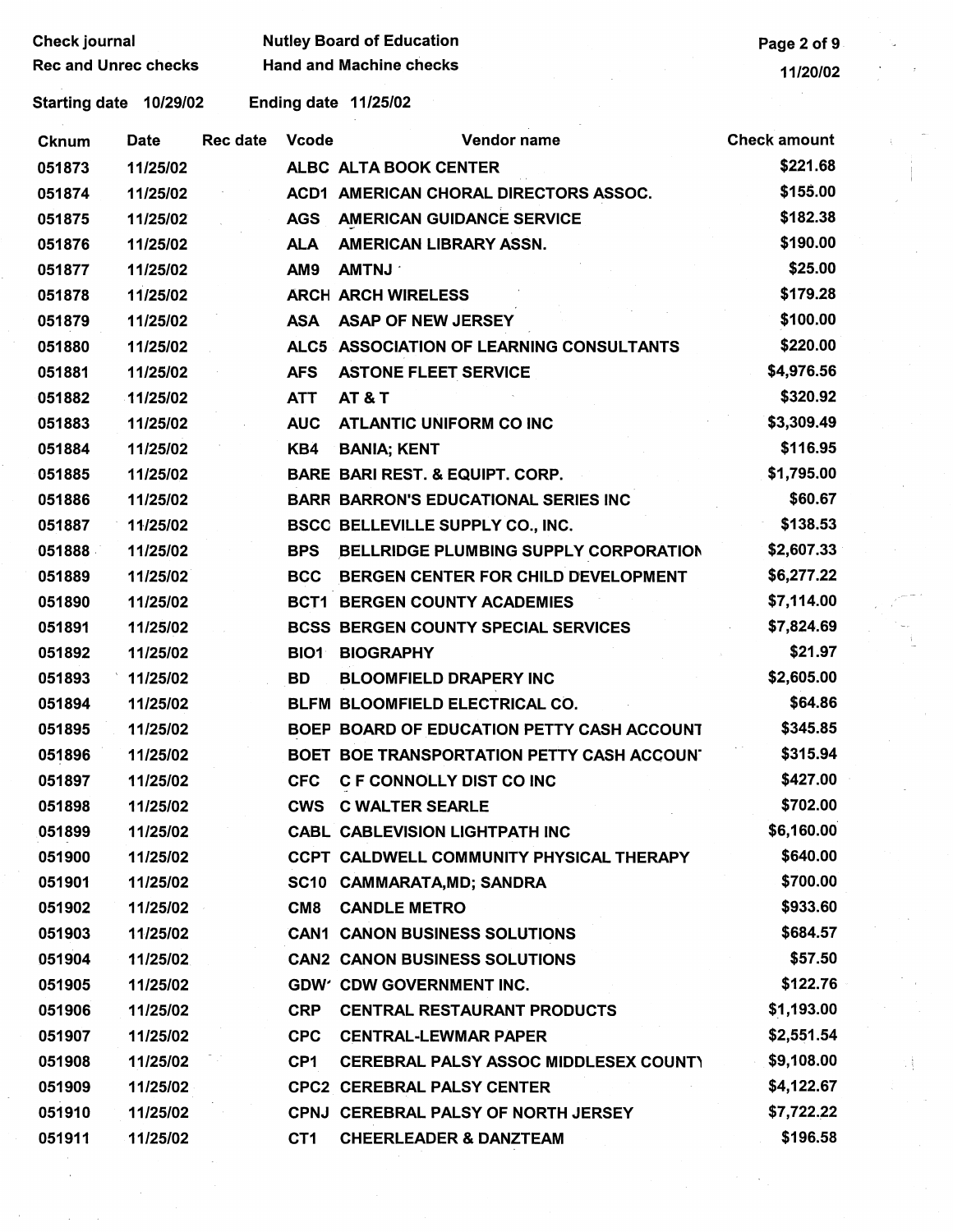Check journal
Rec and Unrec checks

Nutley Board of Education
Hand and Machine checks

Starting date 10/29/02 Ending date 11/25/02

| Cknum | Date | Rec date | Vcode | Vendor name | Check amount |
|---|---|---|---|---|---|
| 051873 | 11/25/02 | | ALBC | ALTA BOOK CENTER | $221.68 |
| 051874 | 11/25/02 | | ACD1 | AMERICAN CHORAL DIRECTORS ASSOC. | $155.00 |
| 051875 | 11/25/02 | | AGS | AMERICAN GUIDANCE SERVICE | $182.38 |
| 051876 | 11/25/02 | | ALA | AMERICAN LIBRARY ASSN. | $190.00 |
| 051877 | 11/25/02 | | AM9 | AMTNJ | $25.00 |
| 051878 | 11/25/02 | | ARCH | ARCH WIRELESS | $179.28 |
| 051879 | 11/25/02 | | ASA | ASAP OF NEW JERSEY | $100.00 |
| 051880 | 11/25/02 | | ALC5 | ASSOCIATION OF LEARNING CONSULTANTS | $220.00 |
| 051881 | 11/25/02 | | AFS | ASTONE FLEET SERVICE | $4,976.56 |
| 051882 | 11/25/02 | | ATT | AT & T | $320.92 |
| 051883 | 11/25/02 | | AUC | ATLANTIC UNIFORM CO INC | $3,309.49 |
| 051884 | 11/25/02 | | KB4 | BANIA; KENT | $116.95 |
| 051885 | 11/25/02 | | BARE | BARI REST. & EQUIPT. CORP. | $1,795.00 |
| 051886 | 11/25/02 | | BARR | BARRON'S EDUCATIONAL SERIES INC | $60.67 |
| 051887 | 11/25/02 | | BSCC | BELLEVILLE SUPPLY CO., INC. | $138.53 |
| 051888 | 11/25/02 | | BPS | BELLRIDGE PLUMBING SUPPLY CORPORATION | $2,607.33 |
| 051889 | 11/25/02 | | BCC | BERGEN CENTER FOR CHILD DEVELOPMENT | $6,277.22 |
| 051890 | 11/25/02 | | BCT1 | BERGEN COUNTY ACADEMIES | $7,114.00 |
| 051891 | 11/25/02 | | BCSS | BERGEN COUNTY SPECIAL SERVICES | $7,824.69 |
| 051892 | 11/25/02 | | BIO1 | BIOGRAPHY | $21.97 |
| 051893 | 11/25/02 | | BD | BLOOMFIELD DRAPERY INC | $2,605.00 |
| 051894 | 11/25/02 | | BLFM | BLOOMFIELD ELECTRICAL CO. | $64.86 |
| 051895 | 11/25/02 | | BOEP | BOARD OF EDUCATION PETTY CASH ACCOUNT | $345.85 |
| 051896 | 11/25/02 | | BOET | BOE TRANSPORTATION PETTY CASH ACCOUNT | $315.94 |
| 051897 | 11/25/02 | | CFC | C F CONNOLLY DIST CO INC | $427.00 |
| 051898 | 11/25/02 | | CWS | C WALTER SEARLE | $702.00 |
| 051899 | 11/25/02 | | CABL | CABLEVISION LIGHTPATH INC | $6,160.00 |
| 051900 | 11/25/02 | | CCPT | CALDWELL COMMUNITY PHYSICAL THERAPY | $640.00 |
| 051901 | 11/25/02 | | SC10 | CAMMARATA,MD; SANDRA | $700.00 |
| 051902 | 11/25/02 | | CM8 | CANDLE METRO | $933.60 |
| 051903 | 11/25/02 | | CAN1 | CANON BUSINESS SOLUTIONS | $684.57 |
| 051904 | 11/25/02 | | CAN2 | CANON BUSINESS SOLUTIONS | $57.50 |
| 051905 | 11/25/02 | | GDW' | CDW GOVERNMENT INC. | $122.76 |
| 051906 | 11/25/02 | | CRP | CENTRAL RESTAURANT PRODUCTS | $1,193.00 |
| 051907 | 11/25/02 | | CPC | CENTRAL-LEWMAR PAPER | $2,551.54 |
| 051908 | 11/25/02 | | CP1 | CEREBRAL PALSY ASSOC MIDDLESEX COUNTY | $9,108.00 |
| 051909 | 11/25/02 | | CPC2 | CEREBRAL PALSY CENTER | $4,122.67 |
| 051910 | 11/25/02 | | CPNJ | CEREBRAL PALSY OF NORTH JERSEY | $7,722.22 |
| 051911 | 11/25/02 | | CT1 | CHEERLEADER & DANZTEAM | $196.58 |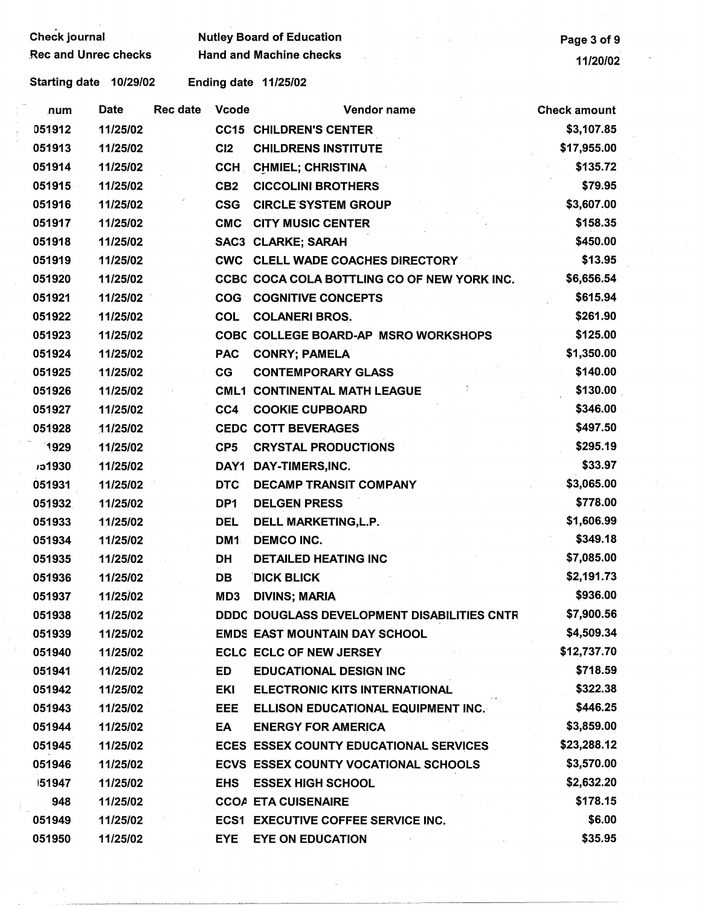Check journal
Rec and Unrec checks

Nutley Board of Education
Hand and Machine checks

11/20/02

Starting date 10/29/02    Ending date 11/25/02

| num | Date | Rec date | Vcode | Vendor name | Check amount |
|---|---|---|---|---|---|
| 051912 | 11/25/02 | | CC15 | CHILDREN'S CENTER | $3,107.85 |
| 051913 | 11/25/02 | | CI2 | CHILDRENS INSTITUTE | $17,955.00 |
| 051914 | 11/25/02 | | CCH | CHMIEL; CHRISTINA | $135.72 |
| 051915 | 11/25/02 | | CB2 | CICCOLINI BROTHERS | $79.95 |
| 051916 | 11/25/02 | | CSG | CIRCLE SYSTEM GROUP | $3,607.00 |
| 051917 | 11/25/02 | | CMC | CITY MUSIC CENTER | $158.35 |
| 051918 | 11/25/02 | | SAC3 | CLARKE; SARAH | $450.00 |
| 051919 | 11/25/02 | | CWC | CLELL WADE COACHES DIRECTORY | $13.95 |
| 051920 | 11/25/02 | | CCBC | COCA COLA BOTTLING CO OF NEW YORK INC. | $6,656.54 |
| 051921 | 11/25/02 | | COG | COGNITIVE CONCEPTS | $615.94 |
| 051922 | 11/25/02 | | COL | COLANERI BROS. | $261.90 |
| 051923 | 11/25/02 | | COBC | COLLEGE BOARD-AP MSRO WORKSHOPS | $125.00 |
| 051924 | 11/25/02 | | PAC | CONRY; PAMELA | $1,350.00 |
| 051925 | 11/25/02 | | CG | CONTEMPORARY GLASS | $140.00 |
| 051926 | 11/25/02 | | CML1 | CONTINENTAL MATH LEAGUE | $130.00 |
| 051927 | 11/25/02 | | CC4 | COOKIE CUPBOARD | $346.00 |
| 051928 | 11/25/02 | | CEDC | COTT BEVERAGES | $497.50 |
| 1929 | 11/25/02 | | CP5 | CRYSTAL PRODUCTIONS | $295.19 |
| 51930 | 11/25/02 | | DAY1 | DAY-TIMERS,INC. | $33.97 |
| 051931 | 11/25/02 | | DTC | DECAMP TRANSIT COMPANY | $3,065.00 |
| 051932 | 11/25/02 | | DP1 | DELGEN PRESS | $778.00 |
| 051933 | 11/25/02 | | DEL | DELL MARKETING,L.P. | $1,606.99 |
| 051934 | 11/25/02 | | DM1 | DEMCO INC. | $349.18 |
| 051935 | 11/25/02 | | DH | DETAILED HEATING INC | $7,085.00 |
| 051936 | 11/25/02 | | DB | DICK BLICK | $2,191.73 |
| 051937 | 11/25/02 | | MD3 | DIVINS; MARIA | $936.00 |
| 051938 | 11/25/02 | | DDDC | DOUGLASS DEVELOPMENT DISABILITIES CNTR | $7,900.56 |
| 051939 | 11/25/02 | | EMDS | EAST MOUNTAIN DAY SCHOOL | $4,509.34 |
| 051940 | 11/25/02 | | ECLC | ECLC OF NEW JERSEY | $12,737.70 |
| 051941 | 11/25/02 | | ED | EDUCATIONAL DESIGN INC | $718.59 |
| 051942 | 11/25/02 | | EKI | ELECTRONIC KITS INTERNATIONAL | $322.38 |
| 051943 | 11/25/02 | | EEE | ELLISON EDUCATIONAL EQUIPMENT INC. | $446.25 |
| 051944 | 11/25/02 | | EA | ENERGY FOR AMERICA | $3,859.00 |
| 051945 | 11/25/02 | | ECES | ESSEX COUNTY EDUCATIONAL SERVICES | $23,288.12 |
| 051946 | 11/25/02 | | ECVS | ESSEX COUNTY VOCATIONAL SCHOOLS | $3,570.00 |
| 051947 | 11/25/02 | | EHS | ESSEX HIGH SCHOOL | $2,632.20 |
| 948 | 11/25/02 | | CCOA | ETA CUISENAIRE | $178.15 |
| 051949 | 11/25/02 | | ECS1 | EXECUTIVE COFFEE SERVICE INC. | $6.00 |
| 051950 | 11/25/02 | | EYE | EYE ON EDUCATION | $35.95 |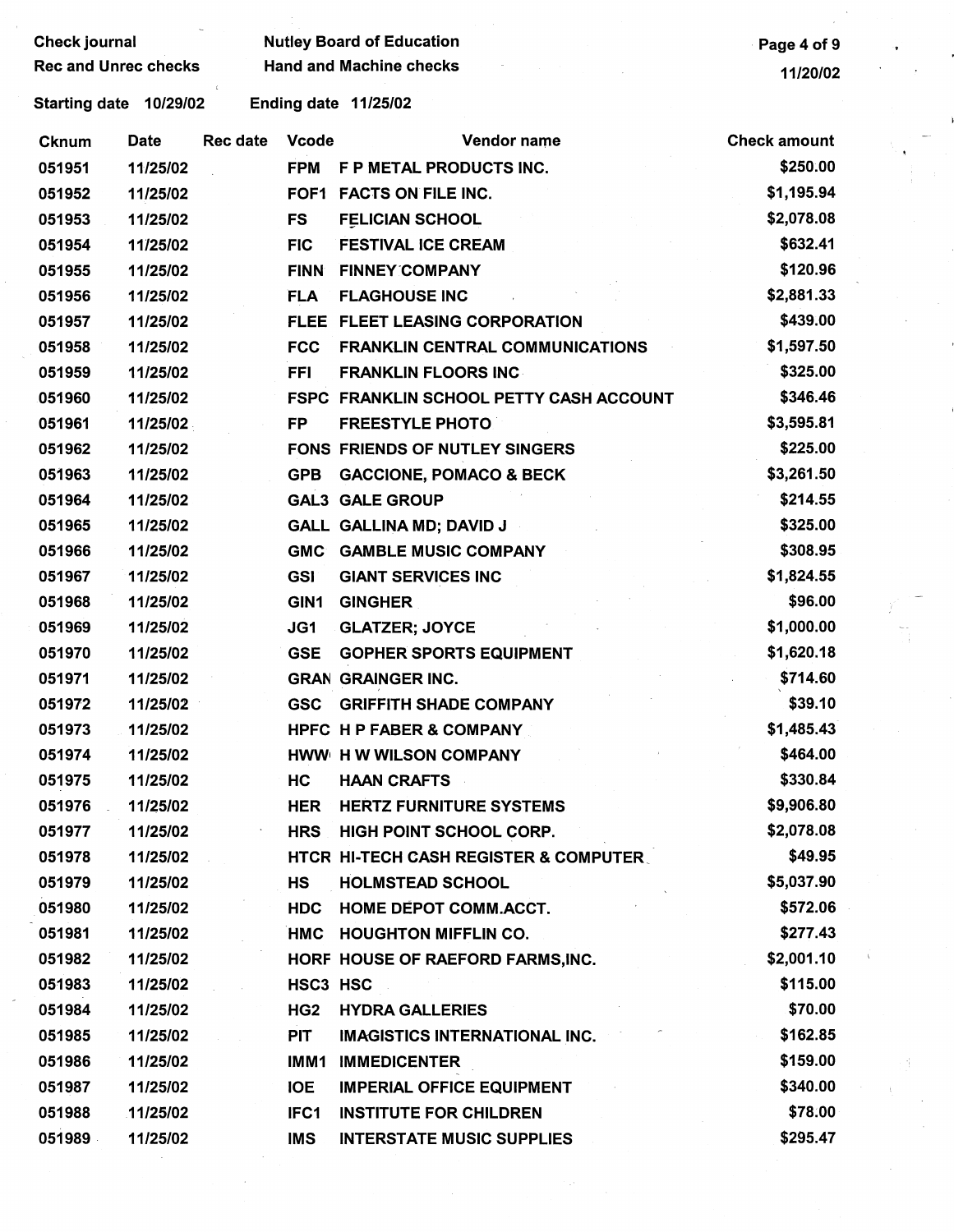Check journal — Nutley Board of Education

Rec and Unrec checks — Hand and Machine checks

11/20/02

Starting date 10/29/02 — Ending date 11/25/02

| Cknum | Date | Rec date | Vcode | Vendor name | Check amount |
|---|---|---|---|---|---|
| 051951 | 11/25/02 | | FPM | F P METAL PRODUCTS INC. | $250.00 |
| 051952 | 11/25/02 | | FOF1 | FACTS ON FILE INC. | $1,195.94 |
| 051953 | 11/25/02 | | FS | FELICIAN SCHOOL | $2,078.08 |
| 051954 | 11/25/02 | | FIC | FESTIVAL ICE CREAM | $632.41 |
| 051955 | 11/25/02 | | FINN | FINNEY COMPANY | $120.96 |
| 051956 | 11/25/02 | | FLA | FLAGHOUSE INC | $2,881.33 |
| 051957 | 11/25/02 | | FLEE | FLEET LEASING CORPORATION | $439.00 |
| 051958 | 11/25/02 | | FCC | FRANKLIN CENTRAL COMMUNICATIONS | $1,597.50 |
| 051959 | 11/25/02 | | FFI | FRANKLIN FLOORS INC | $325.00 |
| 051960 | 11/25/02 | | FSPC | FRANKLIN SCHOOL PETTY CASH ACCOUNT | $346.46 |
| 051961 | 11/25/02 | | FP | FREESTYLE PHOTO | $3,595.81 |
| 051962 | 11/25/02 | | FONS | FRIENDS OF NUTLEY SINGERS | $225.00 |
| 051963 | 11/25/02 | | GPB | GACCIONE, POMACO & BECK | $3,261.50 |
| 051964 | 11/25/02 | | GAL3 | GALE GROUP | $214.55 |
| 051965 | 11/25/02 | | GALL | GALLINA MD; DAVID J | $325.00 |
| 051966 | 11/25/02 | | GMC | GAMBLE MUSIC COMPANY | $308.95 |
| 051967 | 11/25/02 | | GSI | GIANT SERVICES INC | $1,824.55 |
| 051968 | 11/25/02 | | GIN1 | GINGHER | $96.00 |
| 051969 | 11/25/02 | | JG1 | GLATZER; JOYCE | $1,000.00 |
| 051970 | 11/25/02 | | GSE | GOPHER SPORTS EQUIPMENT | $1,620.18 |
| 051971 | 11/25/02 | | GRAN | GRAINGER INC. | $714.60 |
| 051972 | 11/25/02 | | GSC | GRIFFITH SHADE COMPANY | $39.10 |
| 051973 | 11/25/02 | | HPFC | H P FABER & COMPANY | $1,485.43 |
| 051974 | 11/25/02 | | HWW | H W WILSON COMPANY | $464.00 |
| 051975 | 11/25/02 | | HC | HAAN CRAFTS | $330.84 |
| 051976 | 11/25/02 | | HER | HERTZ FURNITURE SYSTEMS | $9,906.80 |
| 051977 | 11/25/02 | | HRS | HIGH POINT SCHOOL CORP. | $2,078.08 |
| 051978 | 11/25/02 | | HTCR | HI-TECH CASH REGISTER & COMPUTER | $49.95 |
| 051979 | 11/25/02 | | HS | HOLMSTEAD SCHOOL | $5,037.90 |
| 051980 | 11/25/02 | | HDC | HOME DEPOT COMM.ACCT. | $572.06 |
| 051981 | 11/25/02 | | HMC | HOUGHTON MIFFLIN CO. | $277.43 |
| 051982 | 11/25/02 | | HORF | HOUSE OF RAEFORD FARMS,INC. | $2,001.10 |
| 051983 | 11/25/02 | | HSC3 | HSC | $115.00 |
| 051984 | 11/25/02 | | HG2 | HYDRA GALLERIES | $70.00 |
| 051985 | 11/25/02 | | PIT | IMAGISTICS INTERNATIONAL INC. | $162.85 |
| 051986 | 11/25/02 | | IMM1 | IMMEDICENTER | $159.00 |
| 051987 | 11/25/02 | | IOE | IMPERIAL OFFICE EQUIPMENT | $340.00 |
| 051988 | 11/25/02 | | IFC1 | INSTITUTE FOR CHILDREN | $78.00 |
| 051989 | 11/25/02 | | IMS | INTERSTATE MUSIC SUPPLIES | $295.47 |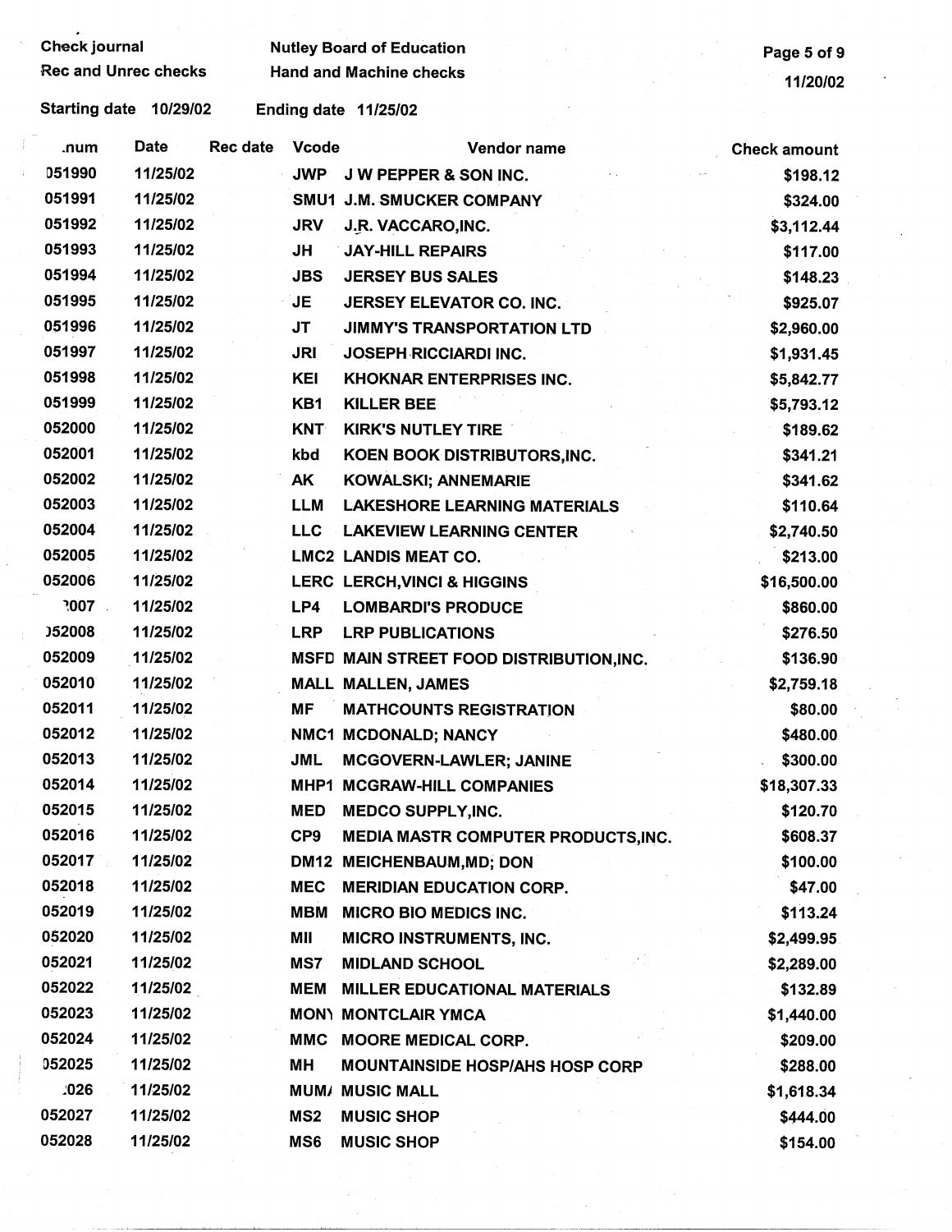Check journal — Nutley Board of Education

Rec and Unrec checks — Hand and Machine checks

11/20/02

Starting date 10/29/02 Ending date 11/25/02

| .num | Date | Rec date | Vcode | Vendor name | Check amount |
|---|---|---|---|---|---|
| 051990 | 11/25/02 | | JWP | J W PEPPER & SON INC. | $198.12 |
| 051991 | 11/25/02 | | SMU1 | J.M. SMUCKER COMPANY | $324.00 |
| 051992 | 11/25/02 | | JRV | J.R. VACCARO,INC. | $3,112.44 |
| 051993 | 11/25/02 | | JH | JAY-HILL REPAIRS | $117.00 |
| 051994 | 11/25/02 | | JBS | JERSEY BUS SALES | $148.23 |
| 051995 | 11/25/02 | | JE | JERSEY ELEVATOR CO. INC. | $925.07 |
| 051996 | 11/25/02 | | JT | JIMMY'S TRANSPORTATION LTD | $2,960.00 |
| 051997 | 11/25/02 | | JRI | JOSEPH RICCIARDI INC. | $1,931.45 |
| 051998 | 11/25/02 | | KEI | KHOKNAR ENTERPRISES INC. | $5,842.77 |
| 051999 | 11/25/02 | | KB1 | KILLER BEE | $5,793.12 |
| 052000 | 11/25/02 | | KNT | KIRK'S NUTLEY TIRE | $189.62 |
| 052001 | 11/25/02 | | kbd | KOEN BOOK DISTRIBUTORS,INC. | $341.21 |
| 052002 | 11/25/02 | | AK | KOWALSKI; ANNEMARIE | $341.62 |
| 052003 | 11/25/02 | | LLM | LAKESHORE LEARNING MATERIALS | $110.64 |
| 052004 | 11/25/02 | | LLC | LAKEVIEW LEARNING CENTER | $2,740.50 |
| 052005 | 11/25/02 | | LMC2 | LANDIS MEAT CO. | $213.00 |
| 052006 | 11/25/02 | | LERC | LERCH,VINCI & HIGGINS | $16,500.00 |
| ?007 | 11/25/02 | | LP4 | LOMBARDI'S PRODUCE | $860.00 |
| )52008 | 11/25/02 | | LRP | LRP PUBLICATIONS | $276.50 |
| 052009 | 11/25/02 | | MSFD | MAIN STREET FOOD DISTRIBUTION,INC. | $136.90 |
| 052010 | 11/25/02 | | MALL | MALLEN, JAMES | $2,759.18 |
| 052011 | 11/25/02 | | MF | MATHCOUNTS REGISTRATION | $80.00 |
| 052012 | 11/25/02 | | NMC1 | MCDONALD; NANCY | $480.00 |
| 052013 | 11/25/02 | | JML | MCGOVERN-LAWLER; JANINE | $300.00 |
| 052014 | 11/25/02 | | MHP1 | MCGRAW-HILL COMPANIES | $18,307.33 |
| 052015 | 11/25/02 | | MED | MEDCO SUPPLY,INC. | $120.70 |
| 052016 | 11/25/02 | | CP9 | MEDIA MASTR COMPUTER PRODUCTS,INC. | $608.37 |
| 052017 | 11/25/02 | | DM12 | MEICHENBAUM,MD; DON | $100.00 |
| 052018 | 11/25/02 | | MEC | MERIDIAN EDUCATION CORP. | $47.00 |
| 052019 | 11/25/02 | | MBM | MICRO BIO MEDICS INC. | $113.24 |
| 052020 | 11/25/02 | | MII | MICRO INSTRUMENTS, INC. | $2,499.95 |
| 052021 | 11/25/02 | | MS7 | MIDLAND SCHOOL | $2,289.00 |
| 052022 | 11/25/02 | | MEM | MILLER EDUCATIONAL MATERIALS | $132.89 |
| 052023 | 11/25/02 | | MON) | MONTCLAIR YMCA | $1,440.00 |
| 052024 | 11/25/02 | | MMC | MOORE MEDICAL CORP. | $209.00 |
| 052025 | 11/25/02 | | MH | MOUNTAINSIDE HOSP/AHS HOSP CORP | $288.00 |
| .026 | 11/25/02 | | MUM/ | MUSIC MALL | $1,618.34 |
| 052027 | 11/25/02 | | MS2 | MUSIC SHOP | $444.00 |
| 052028 | 11/25/02 | | MS6 | MUSIC SHOP | $154.00 |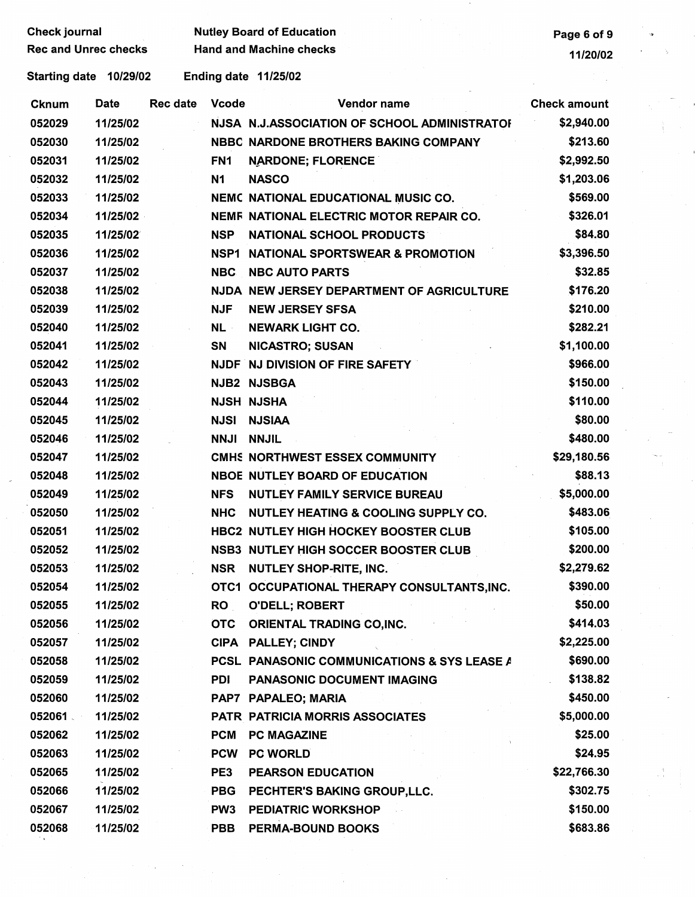Check journal | Nutley Board of Education
Rec and Unrec checks | Hand and Machine checks

Starting date 10/29/02 | Ending date 11/25/02

| Cknum | Date | Rec date | Vcode | Vendor name | Check amount |
|---|---|---|---|---|---|
| 052029 | 11/25/02 | | NJSA | N.J.ASSOCIATION OF SCHOOL ADMINISTRATOI | $2,940.00 |
| 052030 | 11/25/02 | | NBBC | NARDONE BROTHERS BAKING COMPANY | $213.60 |
| 052031 | 11/25/02 | | FN1 | NARDONE; FLORENCE | $2,992.50 |
| 052032 | 11/25/02 | | N1 | NASCO | $1,203.06 |
| 052033 | 11/25/02 | | NEMC | NATIONAL EDUCATIONAL MUSIC CO. | $569.00 |
| 052034 | 11/25/02 | | NEMF | NATIONAL ELECTRIC MOTOR REPAIR CO. | $326.01 |
| 052035 | 11/25/02 | | NSP | NATIONAL SCHOOL PRODUCTS | $84.80 |
| 052036 | 11/25/02 | | NSP1 | NATIONAL SPORTSWEAR & PROMOTION | $3,396.50 |
| 052037 | 11/25/02 | | NBC | NBC AUTO PARTS | $32.85 |
| 052038 | 11/25/02 | | NJDA | NEW JERSEY DEPARTMENT OF AGRICULTURE | $176.20 |
| 052039 | 11/25/02 | | NJF | NEW JERSEY SFSA | $210.00 |
| 052040 | 11/25/02 | | NL | NEWARK LIGHT CO. | $282.21 |
| 052041 | 11/25/02 | | SN | NICASTRO; SUSAN | $1,100.00 |
| 052042 | 11/25/02 | | NJDF | NJ DIVISION OF FIRE SAFETY | $966.00 |
| 052043 | 11/25/02 | | NJB2 | NJSBGA | $150.00 |
| 052044 | 11/25/02 | | NJSH | NJSHA | $110.00 |
| 052045 | 11/25/02 | | NJSI | NJSIAA | $80.00 |
| 052046 | 11/25/02 | | NNJI | NNJIL | $480.00 |
| 052047 | 11/25/02 | | CMHS | NORTHWEST ESSEX COMMUNITY | $29,180.56 |
| 052048 | 11/25/02 | | NBOE | NUTLEY BOARD OF EDUCATION | $88.13 |
| 052049 | 11/25/02 | | NFS | NUTLEY FAMILY SERVICE BUREAU | $5,000.00 |
| 052050 | 11/25/02 | | NHC | NUTLEY HEATING & COOLING SUPPLY CO. | $483.06 |
| 052051 | 11/25/02 | | HBC2 | NUTLEY HIGH HOCKEY BOOSTER CLUB | $105.00 |
| 052052 | 11/25/02 | | NSB3 | NUTLEY HIGH SOCCER BOOSTER CLUB | $200.00 |
| 052053 | 11/25/02 | | NSR | NUTLEY SHOP-RITE, INC. | $2,279.62 |
| 052054 | 11/25/02 | | OTC1 | OCCUPATIONAL THERAPY CONSULTANTS,INC. | $390.00 |
| 052055 | 11/25/02 | | RO | O'DELL; ROBERT | $50.00 |
| 052056 | 11/25/02 | | OTC | ORIENTAL TRADING CO,INC. | $414.03 |
| 052057 | 11/25/02 | | CIPA | PALLEY; CINDY | $2,225.00 |
| 052058 | 11/25/02 | | PCSL | PANASONIC COMMUNICATIONS & SYS LEASE A | $690.00 |
| 052059 | 11/25/02 | | PDI | PANASONIC DOCUMENT IMAGING | $138.82 |
| 052060 | 11/25/02 | | PAP7 | PAPALEO; MARIA | $450.00 |
| 052061 | 11/25/02 | | PATR | PATRICIA MORRIS ASSOCIATES | $5,000.00 |
| 052062 | 11/25/02 | | PCM | PC MAGAZINE | $25.00 |
| 052063 | 11/25/02 | | PCW | PC WORLD | $24.95 |
| 052065 | 11/25/02 | | PE3 | PEARSON EDUCATION | $22,766.30 |
| 052066 | 11/25/02 | | PBG | PECHTER'S BAKING GROUP,LLC. | $302.75 |
| 052067 | 11/25/02 | | PW3 | PEDIATRIC WORKSHOP | $150.00 |
| 052068 | 11/25/02 | | PBB | PERMA-BOUND BOOKS | $683.86 |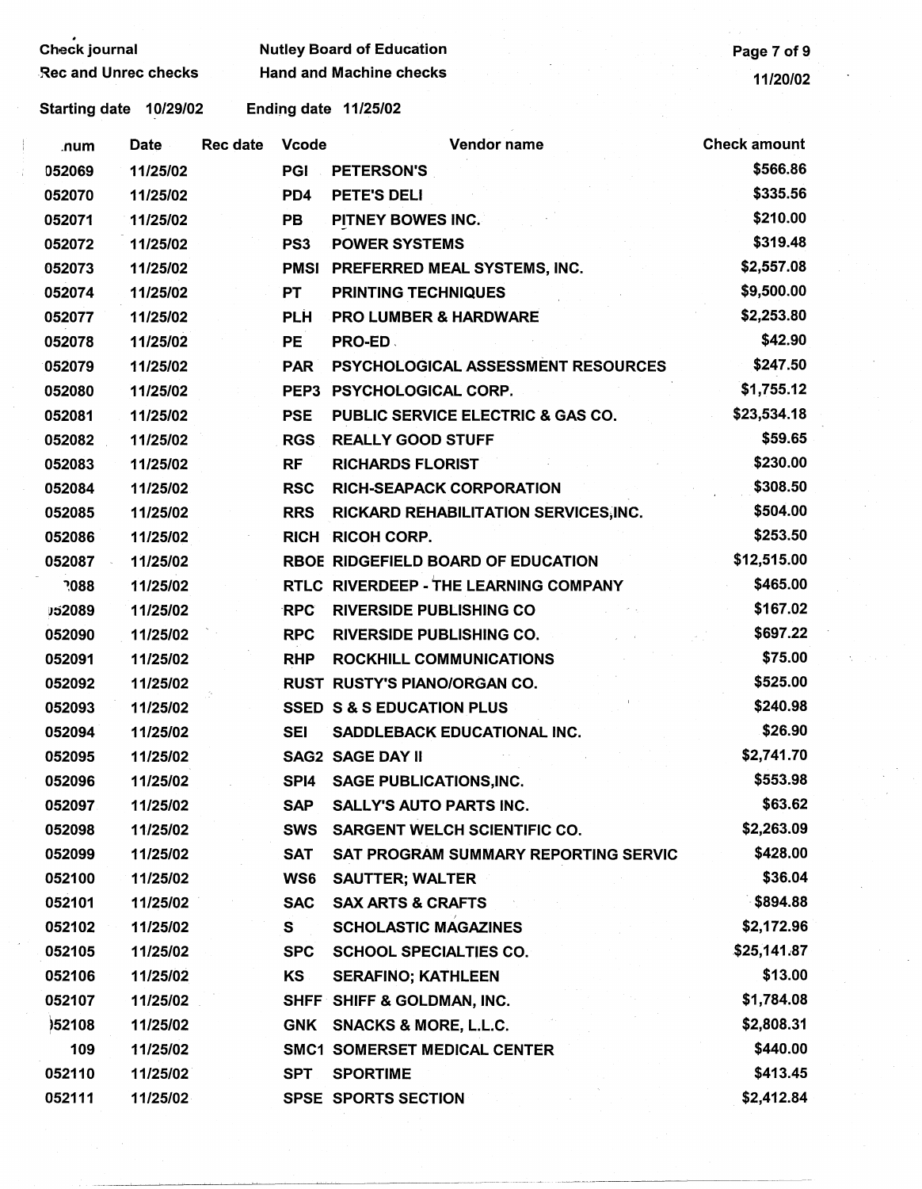Check journal
Rec and Unrec checks

Nutley Board of Education
Hand and Machine checks

Starting date 10/29/02   Ending date 11/25/02

| .num | Date | Rec date | Vcode | Vendor name | Check amount |
|---|---|---|---|---|---|
| 052069 | 11/25/02 | | PGI | PETERSON'S | $566.86 |
| 052070 | 11/25/02 | | PD4 | PETE'S DELI | $335.56 |
| 052071 | 11/25/02 | | PB | PITNEY BOWES INC. | $210.00 |
| 052072 | 11/25/02 | | PS3 | POWER SYSTEMS | $319.48 |
| 052073 | 11/25/02 | | PMSI | PREFERRED MEAL SYSTEMS, INC. | $2,557.08 |
| 052074 | 11/25/02 | | PT | PRINTING TECHNIQUES | $9,500.00 |
| 052077 | 11/25/02 | | PLH | PRO LUMBER & HARDWARE | $2,253.80 |
| 052078 | 11/25/02 | | PE | PRO-ED | $42.90 |
| 052079 | 11/25/02 | | PAR | PSYCHOLOGICAL ASSESSMENT RESOURCES | $247.50 |
| 052080 | 11/25/02 | | PEP3 | PSYCHOLOGICAL CORP. | $1,755.12 |
| 052081 | 11/25/02 | | PSE | PUBLIC SERVICE ELECTRIC & GAS CO. | $23,534.18 |
| 052082 | 11/25/02 | | RGS | REALLY GOOD STUFF | $59.65 |
| 052083 | 11/25/02 | | RF | RICHARDS FLORIST | $230.00 |
| 052084 | 11/25/02 | | RSC | RICH-SEAPACK CORPORATION | $308.50 |
| 052085 | 11/25/02 | | RRS | RICKARD REHABILITATION SERVICES;INC. | $504.00 |
| 052086 | 11/25/02 | | RICH | RICOH CORP. | $253.50 |
| 052087 | 11/25/02 | | RBOE | RIDGEFIELD BOARD OF EDUCATION | $12,515.00 |
| ?088 | 11/25/02 | | RTLC | RIVERDEEP - THE LEARNING COMPANY | $465.00 |
| 052089 | 11/25/02 | | RPC | RIVERSIDE PUBLISHING CO | $167.02 |
| 052090 | 11/25/02 | | RPC | RIVERSIDE PUBLISHING CO. | $697.22 |
| 052091 | 11/25/02 | | RHP | ROCKHILL COMMUNICATIONS | $75.00 |
| 052092 | 11/25/02 | | RUST | RUSTY'S PIANO/ORGAN CO. | $525.00 |
| 052093 | 11/25/02 | | SSED | S & S EDUCATION PLUS | $240.98 |
| 052094 | 11/25/02 | | SEI | SADDLEBACK EDUCATIONAL INC. | $26.90 |
| 052095 | 11/25/02 | | SAG2 | SAGE DAY II | $2,741.70 |
| 052096 | 11/25/02 | | SPI4 | SAGE PUBLICATIONS,INC. | $553.98 |
| 052097 | 11/25/02 | | SAP | SALLY'S AUTO PARTS INC. | $63.62 |
| 052098 | 11/25/02 | | SWS | SARGENT WELCH SCIENTIFIC CO. | $2,263.09 |
| 052099 | 11/25/02 | | SAT | SAT PROGRAM SUMMARY REPORTING SERVIC | $428.00 |
| 052100 | 11/25/02 | | WS6 | SAUTTER; WALTER | $36.04 |
| 052101 | 11/25/02 | | SAC | SAX ARTS & CRAFTS | $894.88 |
| 052102 | 11/25/02 | | S | SCHOLASTIC MAGAZINES | $2,172.96 |
| 052105 | 11/25/02 | | SPC | SCHOOL SPECIALTIES CO. | $25,141.87 |
| 052106 | 11/25/02 | | KS | SERAFINO; KATHLEEN | $13.00 |
| 052107 | 11/25/02 | | SHFF | SHIFF & GOLDMAN, INC. | $1,784.08 |
| 052108 | 11/25/02 | | GNK | SNACKS & MORE, L.L.C. | $2,808.31 |
| 109 | 11/25/02 | | SMC1 | SOMERSET MEDICAL CENTER | $440.00 |
| 052110 | 11/25/02 | | SPT | SPORTIME | $413.45 |
| 052111 | 11/25/02 | | SPSE | SPORTS SECTION | $2,412.84 |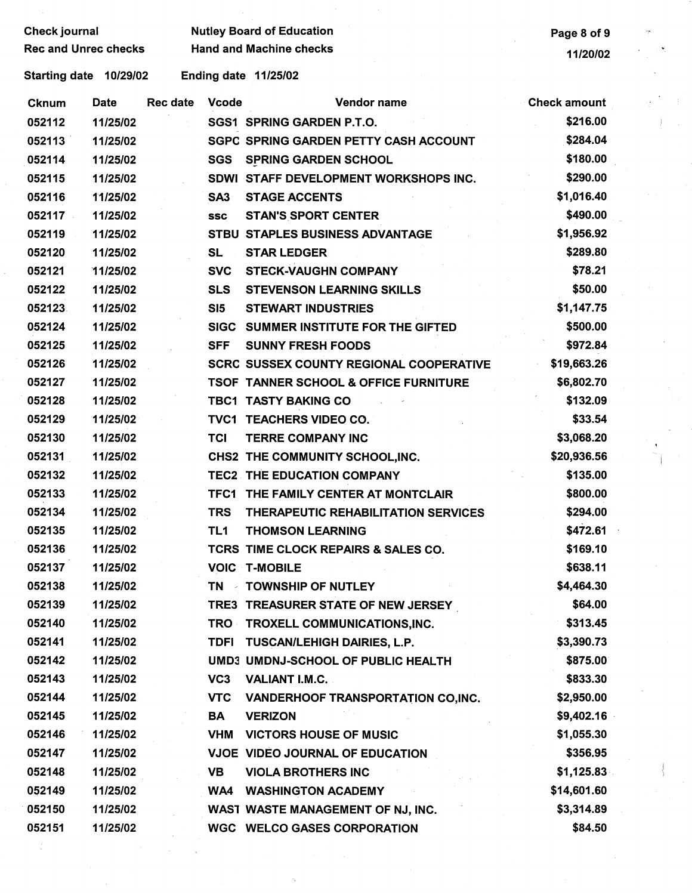Check journal | Nutley Board of Education
Rec and Unrec checks | Hand and Machine checks

Starting date 10/29/02 Ending date 11/25/02

| Cknum | Date | Rec date | Vcode | Vendor name | Check amount |
|---|---|---|---|---|---|
| 052112 | 11/25/02 | | SGS1 | SPRING GARDEN P.T.O. | $216.00 |
| 052113 | 11/25/02 | | SGPC | SPRING GARDEN PETTY CASH ACCOUNT | $284.04 |
| 052114 | 11/25/02 | | SGS | SPRING GARDEN SCHOOL | $180.00 |
| 052115 | 11/25/02 | | SDWI | STAFF DEVELOPMENT WORKSHOPS INC. | $290.00 |
| 052116 | 11/25/02 | | SA3 | STAGE ACCENTS | $1,016.40 |
| 052117 | 11/25/02 | | SSC | STAN'S SPORT CENTER | $490.00 |
| 052119 | 11/25/02 | | STBU | STAPLES BUSINESS ADVANTAGE | $1,956.92 |
| 052120 | 11/25/02 | | SL | STAR LEDGER | $289.80 |
| 052121 | 11/25/02 | | SVC | STECK-VAUGHN COMPANY | $78.21 |
| 052122 | 11/25/02 | | SLS | STEVENSON LEARNING SKILLS | $50.00 |
| 052123 | 11/25/02 | | SI5 | STEWART INDUSTRIES | $1,147.75 |
| 052124 | 11/25/02 | | SIGC | SUMMER INSTITUTE FOR THE GIFTED | $500.00 |
| 052125 | 11/25/02 | | SFF | SUNNY FRESH FOODS | $972.84 |
| 052126 | 11/25/02 | | SCRC | SUSSEX COUNTY REGIONAL COOPERATIVE | $19,663.26 |
| 052127 | 11/25/02 | | TSOF | TANNER SCHOOL & OFFICE FURNITURE | $6,802.70 |
| 052128 | 11/25/02 | | TBC1 | TASTY BAKING CO | $132.09 |
| 052129 | 11/25/02 | | TVC1 | TEACHERS VIDEO CO. | $33.54 |
| 052130 | 11/25/02 | | TCI | TERRE COMPANY INC | $3,068.20 |
| 052131 | 11/25/02 | | CHS2 | THE COMMUNITY SCHOOL,INC. | $20,936.56 |
| 052132 | 11/25/02 | | TEC2 | THE EDUCATION COMPANY | $135.00 |
| 052133 | 11/25/02 | | TFC1 | THE FAMILY CENTER AT MONTCLAIR | $800.00 |
| 052134 | 11/25/02 | | TRS | THERAPEUTIC REHABILITATION SERVICES | $294.00 |
| 052135 | 11/25/02 | | TL1 | THOMSON LEARNING | $472.61 |
| 052136 | 11/25/02 | | TCRS | TIME CLOCK REPAIRS & SALES CO. | $169.10 |
| 052137 | 11/25/02 | | VOIC | T-MOBILE | $638.11 |
| 052138 | 11/25/02 | | TN | TOWNSHIP OF NUTLEY | $4,464.30 |
| 052139 | 11/25/02 | | TRE3 | TREASURER STATE OF NEW JERSEY | $64.00 |
| 052140 | 11/25/02 | | TRO | TROXELL COMMUNICATIONS,INC. | $313.45 |
| 052141 | 11/25/02 | | TDFI | TUSCAN/LEHIGH DAIRIES, L.P. | $3,390.73 |
| 052142 | 11/25/02 | | UMD3 | UMDNJ-SCHOOL OF PUBLIC HEALTH | $875.00 |
| 052143 | 11/25/02 | | VC3 | VALIANT I.M.C. | $833.30 |
| 052144 | 11/25/02 | | VTC | VANDERHOOF TRANSPORTATION CO,INC. | $2,950.00 |
| 052145 | 11/25/02 | | BA | VERIZON | $9,402.16 |
| 052146 | 11/25/02 | | VHM | VICTORS HOUSE OF MUSIC | $1,055.30 |
| 052147 | 11/25/02 | | VJOE | VIDEO JOURNAL OF EDUCATION | $356.95 |
| 052148 | 11/25/02 | | VB | VIOLA BROTHERS INC | $1,125.83 |
| 052149 | 11/25/02 | | WA4 | WASHINGTON ACADEMY | $14,601.60 |
| 052150 | 11/25/02 | | WAST | WASTE MANAGEMENT OF NJ, INC. | $3,314.89 |
| 052151 | 11/25/02 | | WGC | WELCO GASES CORPORATION | $84.50 |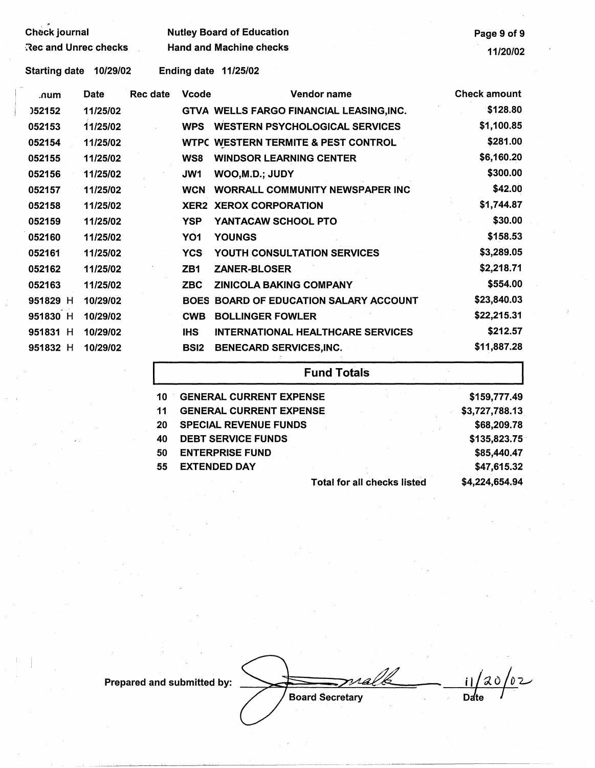Check journal
Rec and Unrec checks

Nutley Board of Education
Hand and Machine checks

11/20/02

Starting date 10/29/02 Ending date 11/25/02

| .num | Date | Rec date | Vcode | Vendor name | Check amount |
|---|---|---|---|---|---|
| )52152 | 11/25/02 | | GTVA | WELLS FARGO FINANCIAL LEASING,INC. | $128.80 |
| 052153 | 11/25/02 | | WPS | WESTERN PSYCHOLOGICAL SERVICES | $1,100.85 |
| 052154 | 11/25/02 | | WTPC | WESTERN TERMITE & PEST CONTROL | $281.00 |
| 052155 | 11/25/02 | | WS8 | WINDSOR LEARNING CENTER | $6,160.20 |
| 052156 | 11/25/02 | | JW1 | WOO,M.D.; JUDY | $300.00 |
| 052157 | 11/25/02 | | WCN | WORRALL COMMUNITY NEWSPAPER INC | $42.00 |
| 052158 | 11/25/02 | | XER2 | XEROX CORPORATION | $1,744.87 |
| 052159 | 11/25/02 | | YSP | YANTACAW SCHOOL PTO | $30.00 |
| 052160 | 11/25/02 | | YO1 | YOUNGS | $158.53 |
| 052161 | 11/25/02 | | YCS | YOUTH CONSULTATION SERVICES | $3,289.05 |
| 052162 | 11/25/02 | | ZB1 | ZANER-BLOSER | $2,218.71 |
| 052163 | 11/25/02 | | ZBC | ZINICOLA BAKING COMPANY | $554.00 |
| 951829 H | 10/29/02 | | BOES | BOARD OF EDUCATION SALARY ACCOUNT | $23,840.03 |
| 951830 H | 10/29/02 | | CWB | BOLLINGER FOWLER | $22,215.31 |
| 951831 H | 10/29/02 | | IHS | INTERNATIONAL HEALTHCARE SERVICES | $212.57 |
| 951832 H | 10/29/02 | | BSI2 | BENECARD SERVICES,INC. | $11,887.28 |

## Fund Totals

| | | |
|---|---|---|
| 10 | GENERAL CURRENT EXPENSE | $159,777.49 |
| 11 | GENERAL CURRENT EXPENSE | $3,727,788.13 |
| 20 | SPECIAL REVENUE FUNDS | $68,209.78 |
| 40 | DEBT SERVICE FUNDS | $135,823.75 |
| 50 | ENTERPRISE FUND | $85,440.47 |
| 55 | EXTENDED DAY | $47,615.32 |
| | Total for all checks listed | $4,224,654.94 |

Prepared and submitted by: ____________ Board Secretary 11/20/02 Date